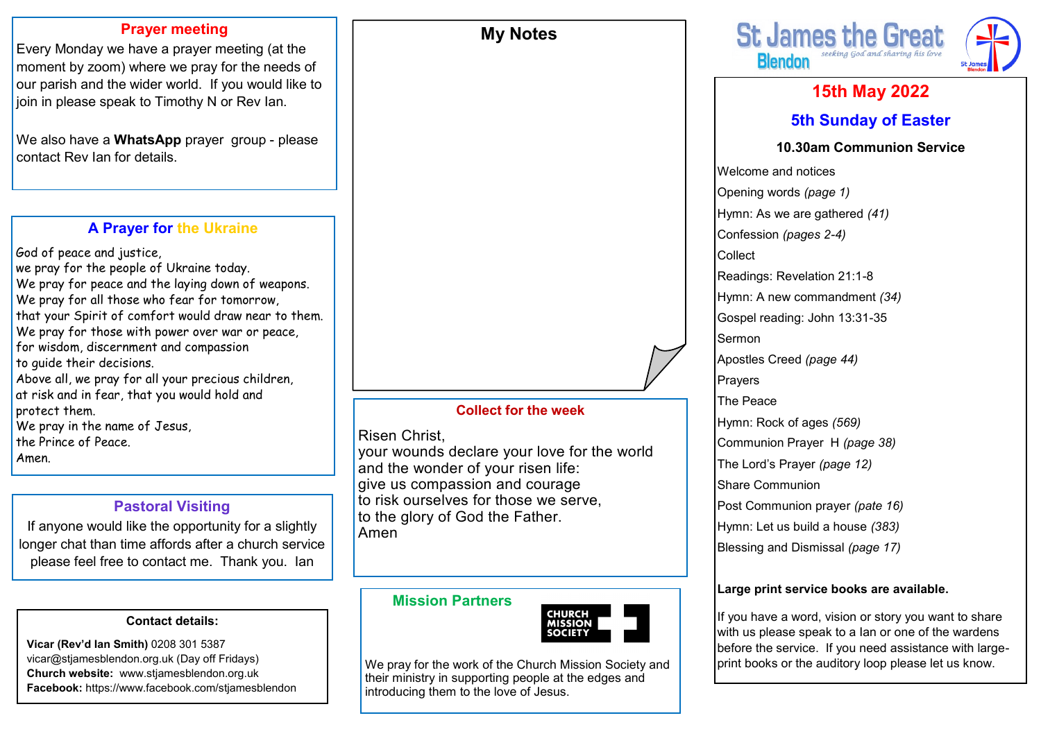## Prayer meeting

Every Monday we have a prayer meeting (at the moment by zoom) where we pray for the needs of our parish and the wider world. If you would like to join in please speak to Timothy N or Rev Ian.

We also have a **WhatsApp** prayer group - please contact Rev Ian for details.

## A Prayer for the Ukraine

God of peace and justice,
we pray for the people of Ukraine today.
We pray for peace and the laying down of weapons.
We pray for all those who fear for tomorrow,
that your Spirit of comfort would draw near to them.
We pray for those with power over war or peace,
for wisdom, discernment and compassion
to guide their decisions.
Above all, we pray for all your precious children,
at risk and in fear, that you would hold and
protect them.
We pray in the name of Jesus,
the Prince of Peace.
Amen.

## Pastoral Visiting

If anyone would like the opportunity for a slightly longer chat than time affords after a church service please feel free to contact me. Thank you. Ian

### Contact details:

**Vicar (Rev'd Ian Smith)** 0208 301 5387
vicar@stjamesblendon.org.uk (Day off Fridays)
**Church website:** www.stjamesblendon.org.uk
**Facebook:** https://www.facebook.com/stjamesblendon

## My Notes

## Collect for the week

Risen Christ,
your wounds declare your love for the world
and the wonder of your risen life:
give us compassion and courage
to risk ourselves for those we serve,
to the glory of God the Father.
Amen

## Mission Partners

CHURCH MISSION SOCIETY

We pray for the work of the Church Mission Society and their ministry in supporting people at the edges and introducing them to the love of Jesus.

# St James the Great Blendon

*seeking God and sharing his love*

## 15th May 2022

## 5th Sunday of Easter

### 10.30am Communion Service

Welcome and notices
Opening words *(page 1)*
Hymn: As we are gathered *(41)*
Confession *(pages 2-4)*
Collect
Readings: Revelation 21:1-8
Hymn: A new commandment *(34)*
Gospel reading: John 13:31-35
Sermon
Apostles Creed *(page 44)*
Prayers
The Peace
Hymn: Rock of ages *(569)*
Communion Prayer H *(page 38)*
The Lord's Prayer *(page 12)*
Share Communion
Post Communion prayer *(pate 16)*
Hymn: Let us build a house *(383)*
Blessing and Dismissal *(page 17)*

**Large print service books are available.**

If you have a word, vision or story you want to share with us please speak to a Ian or one of the wardens before the service. If you need assistance with large-print books or the auditory loop please let us know.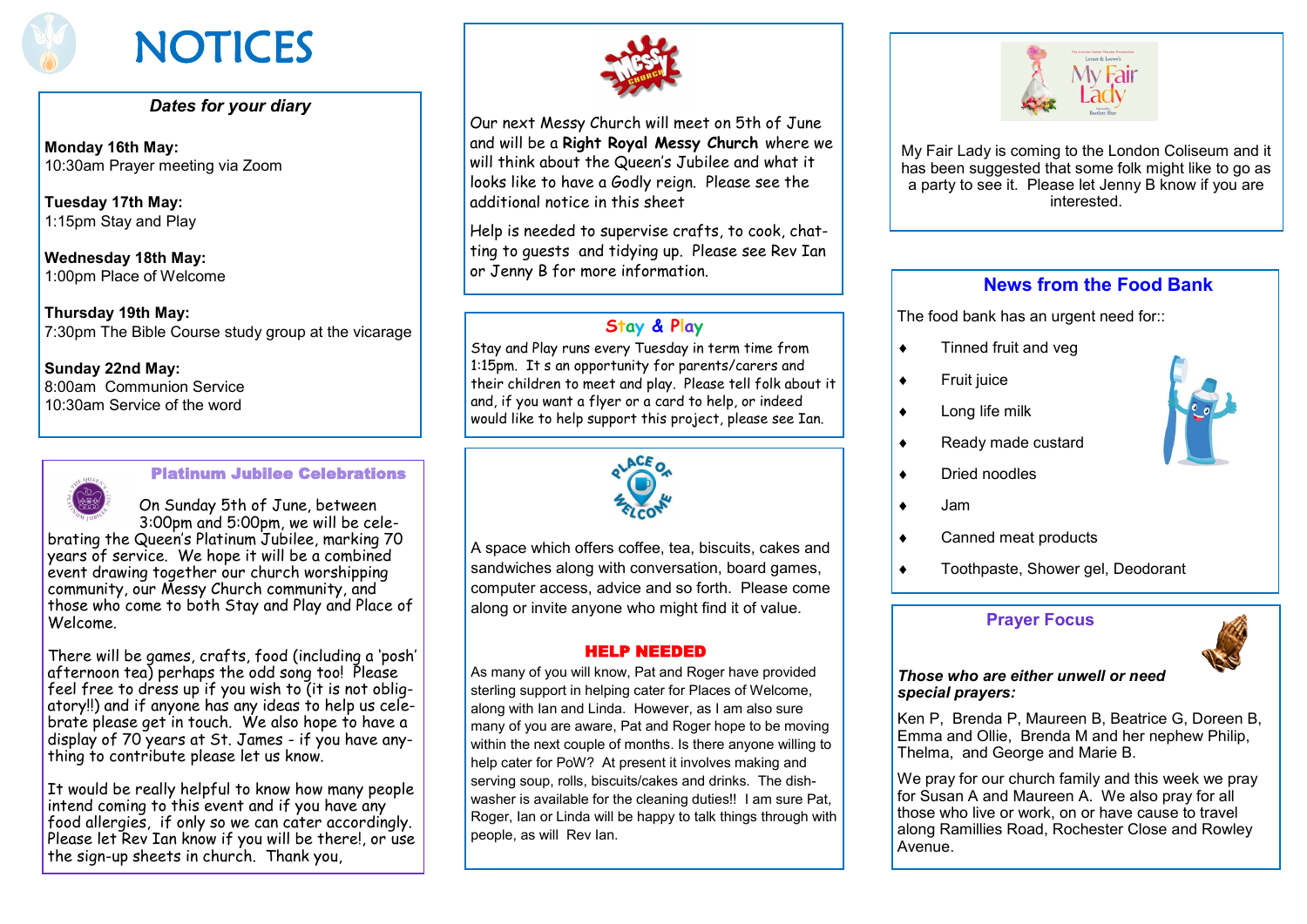# NOTICES

### *Dates for your diary*

**Monday 16th May:**
10:30am Prayer meeting via Zoom

**Tuesday 17th May:**
1:15pm Stay and Play

**Wednesday 18th May:**
1:00pm Place of Welcome

**Thursday 19th May:**
7:30pm The Bible Course study group at the vicarage

**Sunday 22nd May:**
8:00am Communion Service
10:30am Service of the word

### Platinum Jubilee Celebrations

On Sunday 5th of June, between 3:00pm and 5:00pm, we will be celebrating the Queen's Platinum Jubilee, marking 70 years of service. We hope it will be a combined event drawing together our church worshipping community, our Messy Church community, and those who come to both Stay and Play and Place of Welcome.

There will be games, crafts, food (including a 'posh' afternoon tea) perhaps the odd song too! Please feel free to dress up if you wish to (it is not obligatory!!) and if anyone has any ideas to help us celebrate please get in touch. We also hope to have a display of 70 years at St. James - if you have anything to contribute please let us know.

It would be really helpful to know how many people intend coming to this event and if you have any food allergies, if only so we can cater accordingly. Please let Rev Ian know if you will be there!, or use the sign-up sheets in church. Thank you,

---

Our next Messy Church will meet on 5th of June and will be a **Right Royal Messy Church** where we will think about the Queen's Jubilee and what it looks like to have a Godly reign. Please see the additional notice in this sheet

Help is needed to supervise crafts, to cook, chatting to guests and tidying up. Please see Rev Ian or Jenny B for more information.

### Stay & Play

Stay and Play runs every Tuesday in term time from 1:15pm. It s an opportunity for parents/carers and their children to meet and play. Please tell folk about it and, if you want a flyer or a card to help, or indeed would like to help support this project, please see Ian.

### Place of Welcome

A space which offers coffee, tea, biscuits, cakes and sandwiches along with conversation, board games, computer access, advice and so forth. Please come along or invite anyone who might find it of value.

### HELP NEEDED

As many of you will know, Pat and Roger have provided sterling support in helping cater for Places of Welcome, along with Ian and Linda. However, as I am also sure many of you are aware, Pat and Roger hope to be moving within the next couple of months. Is there anyone willing to help cater for PoW? At present it involves making and serving soup, rolls, biscuits/cakes and drinks. The dishwasher is available for the cleaning duties!! I am sure Pat, Roger, Ian or Linda will be happy to talk things through with people, as will Rev Ian.

---

My Fair Lady is coming to the London Coliseum and it has been suggested that some folk might like to go as a party to see it. Please let Jenny B know if you are interested.

### News from the Food Bank

The food bank has an urgent need for::

- Tinned fruit and veg
- Fruit juice
- Long life milk
- Ready made custard
- Dried noodles
- Jam
- Canned meat products
- Toothpaste, Shower gel, Deodorant

### Prayer Focus

***Those who are either unwell or need special prayers:***

Ken P, Brenda P, Maureen B, Beatrice G, Doreen B, Emma and Ollie, Brenda M and her nephew Philip, Thelma, and George and Marie B.

We pray for our church family and this week we pray for Susan A and Maureen A. We also pray for all those who live or work, on or have cause to travel along Ramillies Road, Rochester Close and Rowley Avenue.